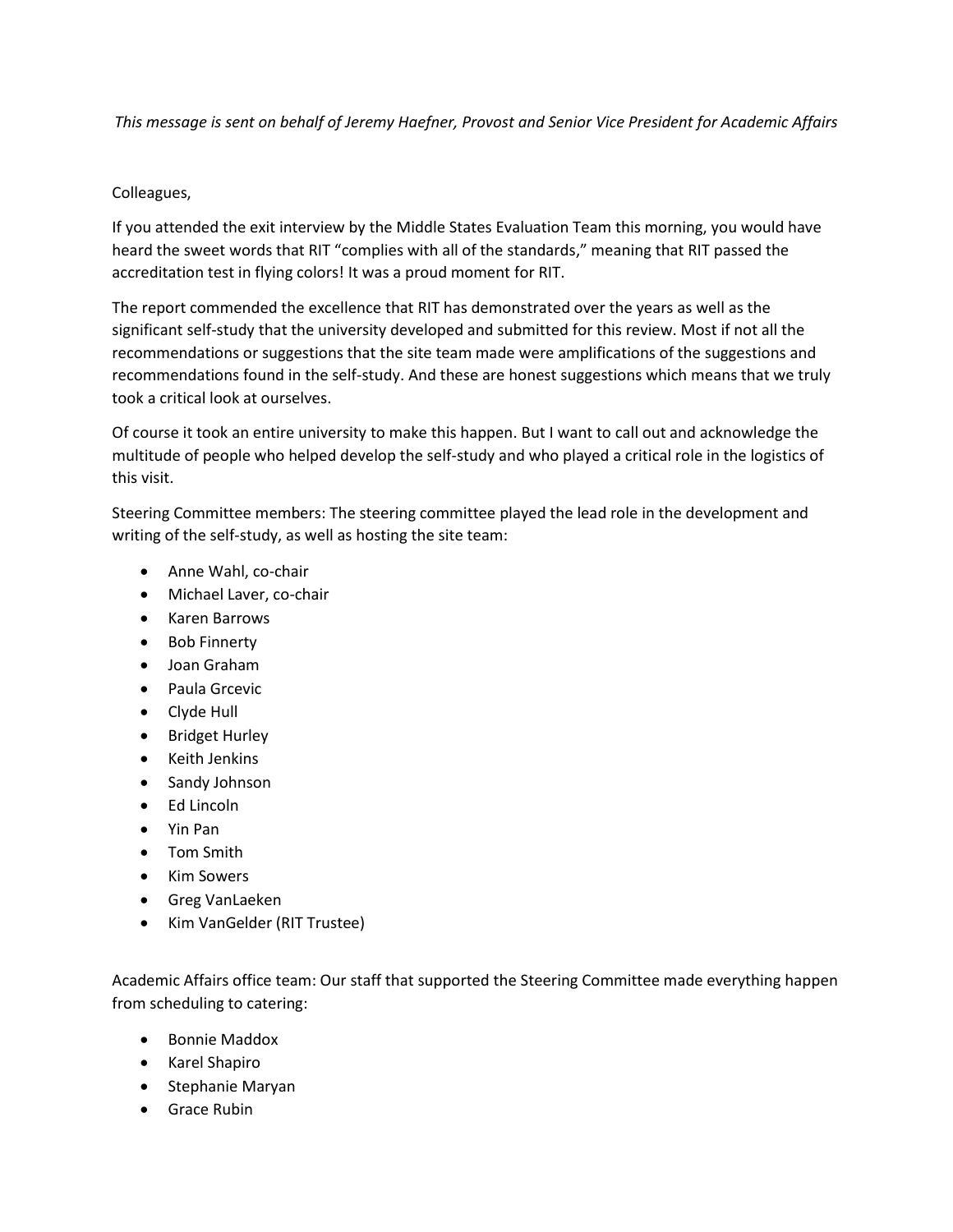*This message is sent on behalf of Jeremy Haefner, Provost and Senior Vice President for Academic Affairs*

Colleagues,

If you attended the exit interview by the Middle States Evaluation Team this morning, you would have heard the sweet words that RIT "complies with all of the standards," meaning that RIT passed the accreditation test in flying colors! It was a proud moment for RIT.

The report commended the excellence that RIT has demonstrated over the years as well as the significant self-study that the university developed and submitted for this review. Most if not all the recommendations or suggestions that the site team made were amplifications of the suggestions and recommendations found in the self-study. And these are honest suggestions which means that we truly took a critical look at ourselves.

Of course it took an entire university to make this happen. But I want to call out and acknowledge the multitude of people who helped develop the self-study and who played a critical role in the logistics of this visit.

Steering Committee members: The steering committee played the lead role in the development and writing of the self-study, as well as hosting the site team:

- Anne Wahl, co-chair
- Michael Laver, co-chair
- Karen Barrows
- Bob Finnerty
- Joan Graham
- Paula Grcevic
- Clyde Hull
- Bridget Hurley
- Keith Jenkins
- Sandy Johnson
- Ed Lincoln
- Yin Pan
- Tom Smith
- Kim Sowers
- Greg VanLaeken
- Kim VanGelder (RIT Trustee)

Academic Affairs office team: Our staff that supported the Steering Committee made everything happen from scheduling to catering:

- Bonnie Maddox
- Karel Shapiro
- Stephanie Maryan
- Grace Rubin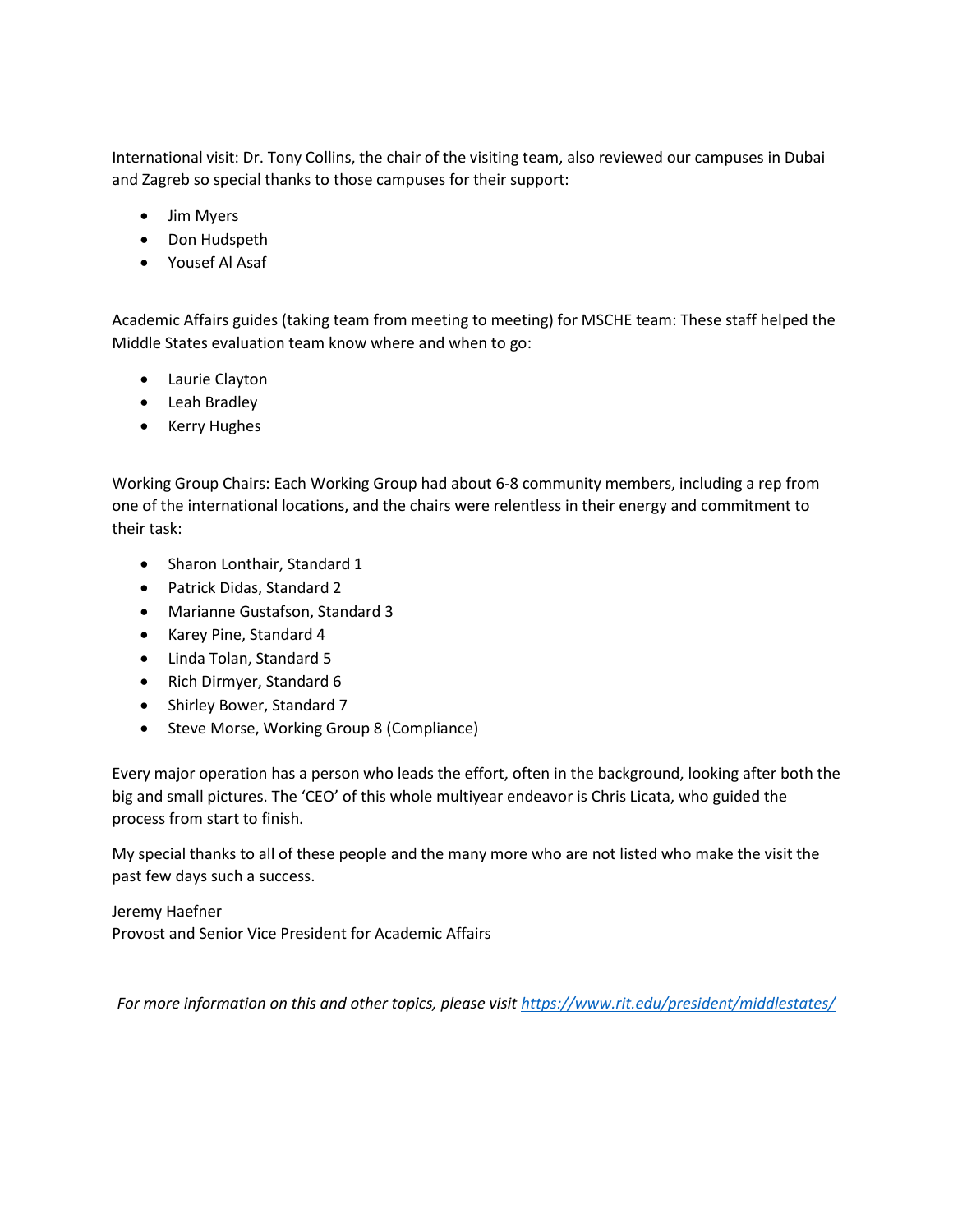International visit: Dr. Tony Collins, the chair of the visiting team, also reviewed our campuses in Dubai and Zagreb so special thanks to those campuses for their support:

- Jim Myers
- Don Hudspeth
- Yousef Al Asaf

Academic Affairs guides (taking team from meeting to meeting) for MSCHE team: These staff helped the Middle States evaluation team know where and when to go:

- Laurie Clayton
- Leah Bradley
- Kerry Hughes

Working Group Chairs: Each Working Group had about 6-8 community members, including a rep from one of the international locations, and the chairs were relentless in their energy and commitment to their task:

- Sharon Lonthair, Standard 1
- Patrick Didas, Standard 2
- Marianne Gustafson, Standard 3
- Karey Pine, Standard 4
- Linda Tolan, Standard 5
- Rich Dirmyer, Standard 6
- Shirley Bower, Standard 7
- Steve Morse, Working Group 8 (Compliance)

Every major operation has a person who leads the effort, often in the background, looking after both the big and small pictures. The 'CEO' of this whole multiyear endeavor is Chris Licata, who guided the process from start to finish.

My special thanks to all of these people and the many more who are not listed who make the visit the past few days such a success.

Jeremy Haefner
Provost and Senior Vice President for Academic Affairs

*For more information on this and other topics, please visit [https://www.rit.edu/president/middlestates/](https://www.rit.edu/president/middlestates/)*